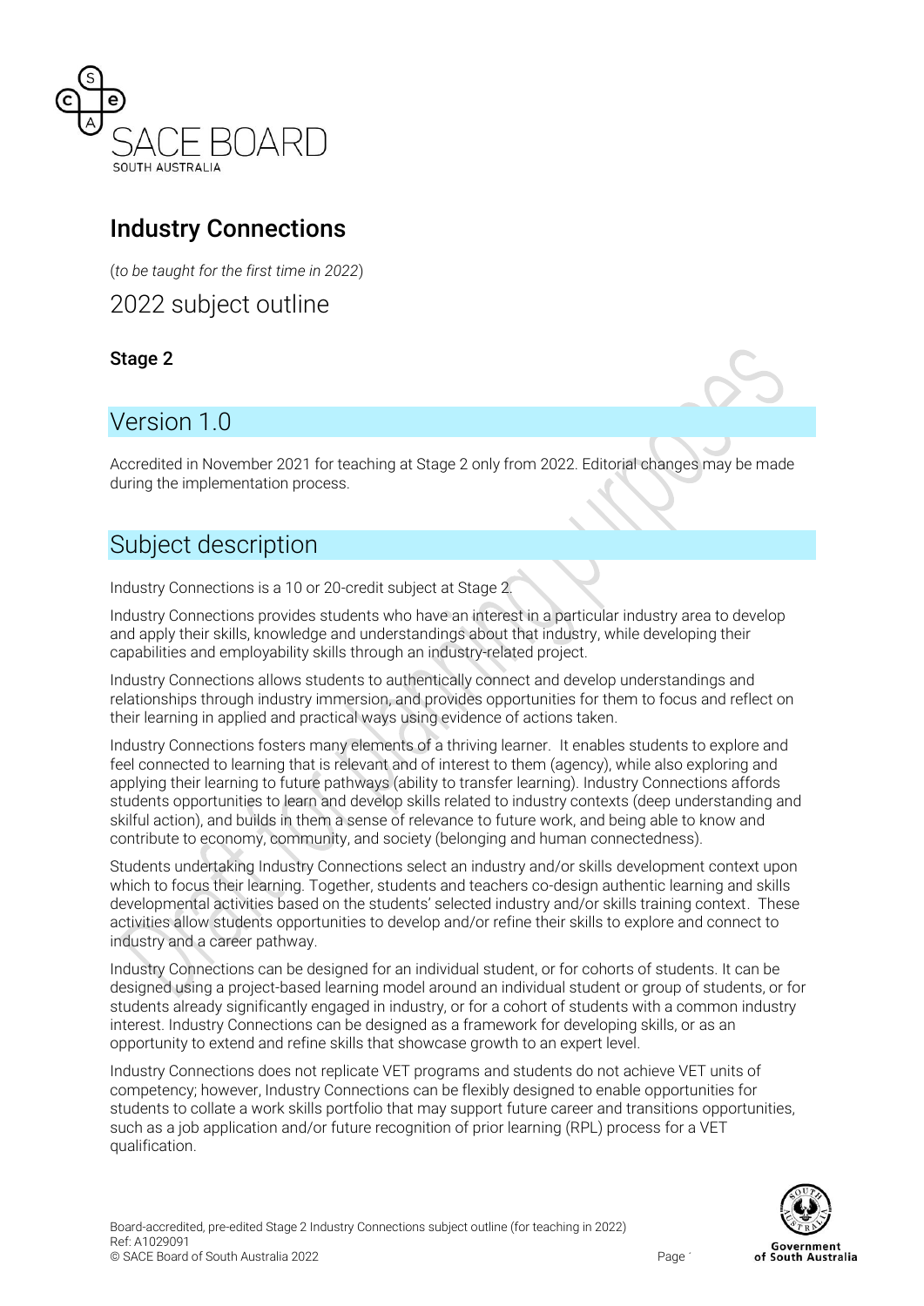SACE BOARD
SOUTH AUSTRALIA

# Industry Connections

(*to be taught for the first time in 2022*)

2022 subject outline

**Stage 2**

## Version 1.0

Accredited in November 2021 for teaching at Stage 2 only from 2022. Editorial changes may be made during the implementation process.

## Subject description

Industry Connections is a 10 or 20-credit subject at Stage 2.

Industry Connections provides students who have an interest in a particular industry area to develop and apply their skills, knowledge and understandings about that industry, while developing their capabilities and employability skills through an industry-related project.

Industry Connections allows students to authentically connect and develop understandings and relationships through industry immersion, and provides opportunities for them to focus and reflect on their learning in applied and practical ways using evidence of actions taken.

Industry Connections fosters many elements of a thriving learner. It enables students to explore and feel connected to learning that is relevant and of interest to them (agency), while also exploring and applying their learning to future pathways (ability to transfer learning). Industry Connections affords students opportunities to learn and develop skills related to industry contexts (deep understanding and skilful action), and builds in them a sense of relevance to future work, and being able to know and contribute to economy, community, and society (belonging and human connectedness).

Students undertaking Industry Connections select an industry and/or skills development context upon which to focus their learning. Together, students and teachers co-design authentic learning and skills developmental activities based on the students' selected industry and/or skills training context. These activities allow students opportunities to develop and/or refine their skills to explore and connect to industry and a career pathway.

Industry Connections can be designed for an individual student, or for cohorts of students. It can be designed using a project-based learning model around an individual student or group of students, or for students already significantly engaged in industry, or for a cohort of students with a common industry interest. Industry Connections can be designed as a framework for developing skills, or as an opportunity to extend and refine skills that showcase growth to an expert level.

Industry Connections does not replicate VET programs and students do not achieve VET units of competency; however, Industry Connections can be flexibly designed to enable opportunities for students to collate a work skills portfolio that may support future career and transitions opportunities, such as a job application and/or future recognition of prior learning (RPL) process for a VET qualification.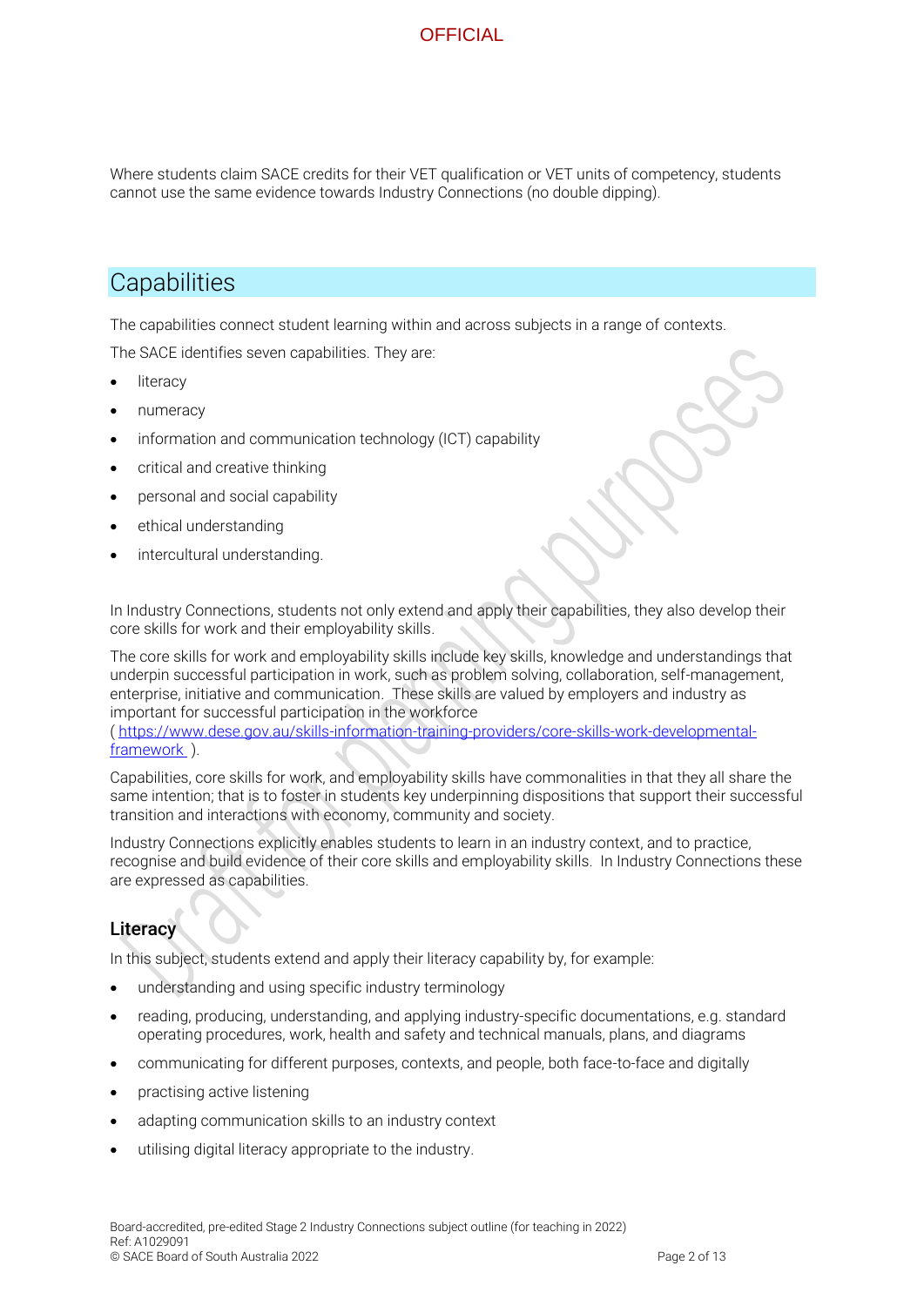Where students claim SACE credits for their VET qualification or VET units of competency, students cannot use the same evidence towards Industry Connections (no double dipping).

## Capabilities

The capabilities connect student learning within and across subjects in a range of contexts.

The SACE identifies seven capabilities. They are:

- literacy
- numeracy
- information and communication technology (ICT) capability
- critical and creative thinking
- personal and social capability
- ethical understanding
- intercultural understanding.

In Industry Connections, students not only extend and apply their capabilities, they also develop their core skills for work and their employability skills.

The core skills for work and employability skills include key skills, knowledge and understandings that underpin successful participation in work, such as problem solving, collaboration, self-management, enterprise, initiative and communication. These skills are valued by employers and industry as important for successful participation in the workforce ( https://www.dese.gov.au/skills-information-training-providers/core-skills-work-developmental-framework ).

Capabilities, core skills for work, and employability skills have commonalities in that they all share the same intention; that is to foster in students key underpinning dispositions that support their successful transition and interactions with economy, community and society.

Industry Connections explicitly enables students to learn in an industry context, and to practice, recognise and build evidence of their core skills and employability skills. In Industry Connections these are expressed as capabilities.

### Literacy

In this subject, students extend and apply their literacy capability by, for example:

- understanding and using specific industry terminology
- reading, producing, understanding, and applying industry-specific documentations, e.g. standard operating procedures, work, health and safety and technical manuals, plans, and diagrams
- communicating for different purposes, contexts, and people, both face-to-face and digitally
- practising active listening
- adapting communication skills to an industry context
- utilising digital literacy appropriate to the industry.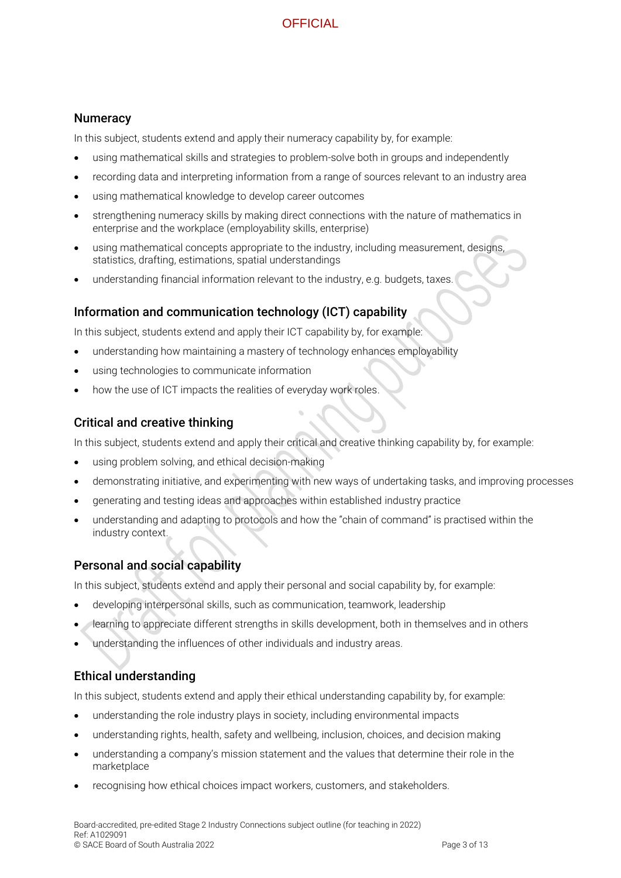## Numeracy

In this subject, students extend and apply their numeracy capability by, for example:

- using mathematical skills and strategies to problem-solve both in groups and independently
- recording data and interpreting information from a range of sources relevant to an industry area
- using mathematical knowledge to develop career outcomes
- strengthening numeracy skills by making direct connections with the nature of mathematics in enterprise and the workplace (employability skills, enterprise)
- using mathematical concepts appropriate to the industry, including measurement, designs, statistics, drafting, estimations, spatial understandings
- understanding financial information relevant to the industry, e.g. budgets, taxes.

## Information and communication technology (ICT) capability

In this subject, students extend and apply their ICT capability by, for example:

- understanding how maintaining a mastery of technology enhances employability
- using technologies to communicate information
- how the use of ICT impacts the realities of everyday work roles.

## Critical and creative thinking

In this subject, students extend and apply their critical and creative thinking capability by, for example:

- using problem solving, and ethical decision-making
- demonstrating initiative, and experimenting with new ways of undertaking tasks, and improving processes
- generating and testing ideas and approaches within established industry practice
- understanding and adapting to protocols and how the "chain of command" is practised within the industry context.

## Personal and social capability

In this subject, students extend and apply their personal and social capability by, for example:

- developing interpersonal skills, such as communication, teamwork, leadership
- learning to appreciate different strengths in skills development, both in themselves and in others
- understanding the influences of other individuals and industry areas.

## Ethical understanding

In this subject, students extend and apply their ethical understanding capability by, for example:

- understanding the role industry plays in society, including environmental impacts
- understanding rights, health, safety and wellbeing, inclusion, choices, and decision making
- understanding a company's mission statement and the values that determine their role in the marketplace
- recognising how ethical choices impact workers, customers, and stakeholders.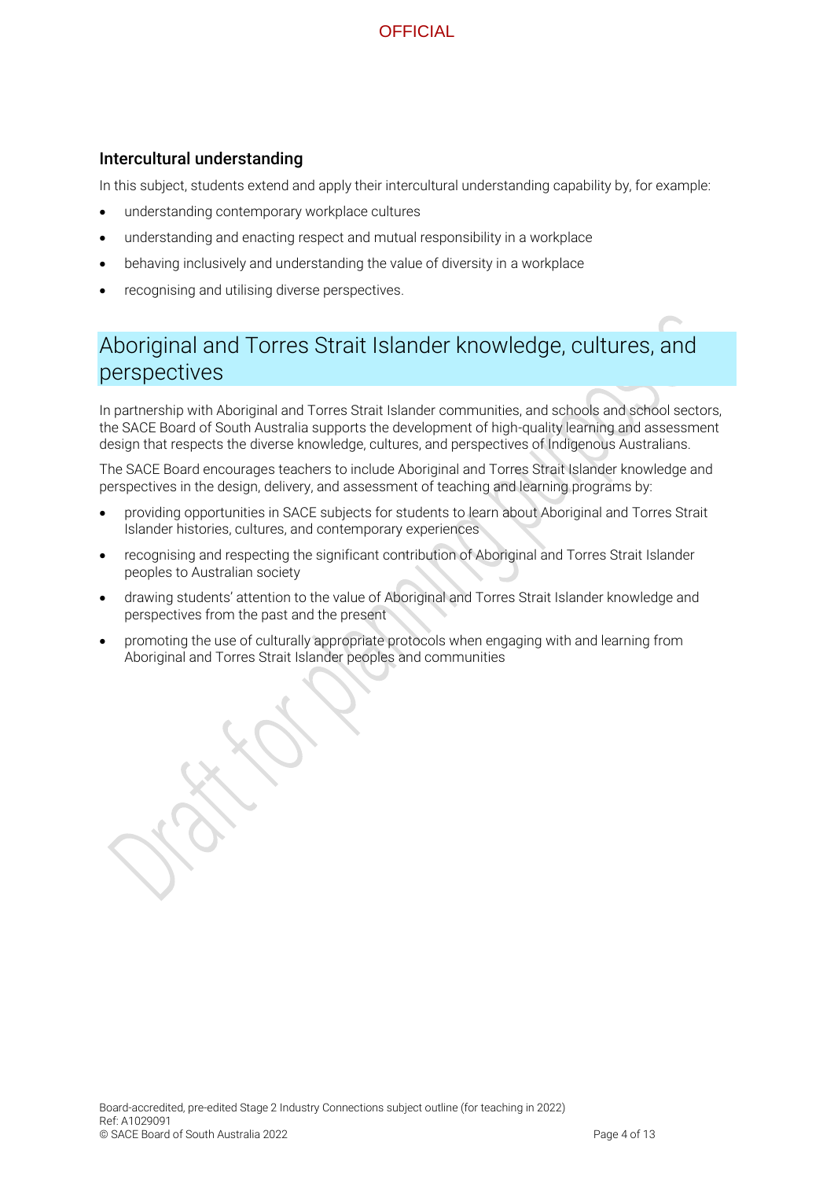### Intercultural understanding

In this subject, students extend and apply their intercultural understanding capability by, for example:

- understanding contemporary workplace cultures
- understanding and enacting respect and mutual responsibility in a workplace
- behaving inclusively and understanding the value of diversity in a workplace
- recognising and utilising diverse perspectives.

## Aboriginal and Torres Strait Islander knowledge, cultures, and perspectives

In partnership with Aboriginal and Torres Strait Islander communities, and schools and school sectors, the SACE Board of South Australia supports the development of high-quality learning and assessment design that respects the diverse knowledge, cultures, and perspectives of Indigenous Australians.

The SACE Board encourages teachers to include Aboriginal and Torres Strait Islander knowledge and perspectives in the design, delivery, and assessment of teaching and learning programs by:

- providing opportunities in SACE subjects for students to learn about Aboriginal and Torres Strait Islander histories, cultures, and contemporary experiences
- recognising and respecting the significant contribution of Aboriginal and Torres Strait Islander peoples to Australian society
- drawing students' attention to the value of Aboriginal and Torres Strait Islander knowledge and perspectives from the past and the present
- promoting the use of culturally appropriate protocols when engaging with and learning from Aboriginal and Torres Strait Islander peoples and communities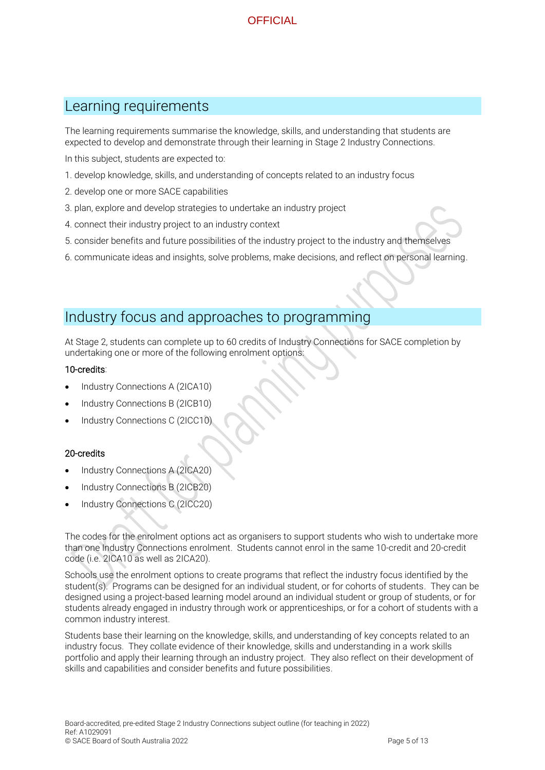## Learning requirements

The learning requirements summarise the knowledge, skills, and understanding that students are expected to develop and demonstrate through their learning in Stage 2 Industry Connections.

In this subject, students are expected to:

1. develop knowledge, skills, and understanding of concepts related to an industry focus
2. develop one or more SACE capabilities
3. plan, explore and develop strategies to undertake an industry project
4. connect their industry project to an industry context
5. consider benefits and future possibilities of the industry project to the industry and themselves
6. communicate ideas and insights, solve problems, make decisions, and reflect on personal learning.

## Industry focus and approaches to programming

At Stage 2, students can complete up to 60 credits of Industry Connections for SACE completion by undertaking one or more of the following enrolment options:

10-credits:

- Industry Connections A (2ICA10)
- Industry Connections B (2ICB10)
- Industry Connections C (2ICC10)

20-credits

- Industry Connections A (2ICA20)
- Industry Connections B (2ICB20)
- Industry Connections C (2ICC20)

The codes for the enrolment options act as organisers to support students who wish to undertake more than one Industry Connections enrolment. Students cannot enrol in the same 10-credit and 20-credit code (i.e. 2ICA10 as well as 2ICA20).

Schools use the enrolment options to create programs that reflect the industry focus identified by the student(s). Programs can be designed for an individual student, or for cohorts of students. They can be designed using a project-based learning model around an individual student or group of students, or for students already engaged in industry through work or apprenticeships, or for a cohort of students with a common industry interest.

Students base their learning on the knowledge, skills, and understanding of key concepts related to an industry focus. They collate evidence of their knowledge, skills and understanding in a work skills portfolio and apply their learning through an industry project. They also reflect on their development of skills and capabilities and consider benefits and future possibilities.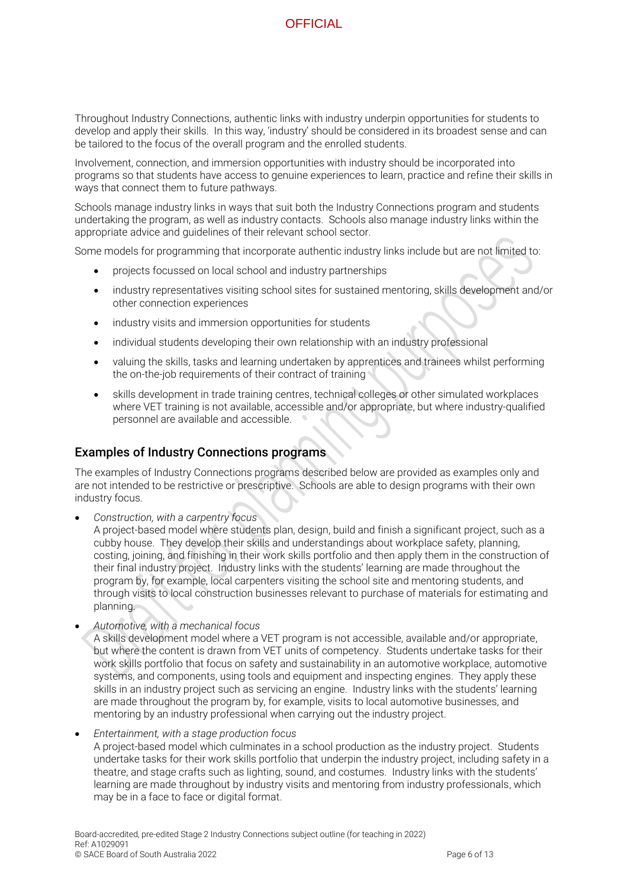Throughout Industry Connections, authentic links with industry underpin opportunities for students to develop and apply their skills. In this way, 'industry' should be considered in its broadest sense and can be tailored to the focus of the overall program and the enrolled students.

Involvement, connection, and immersion opportunities with industry should be incorporated into programs so that students have access to genuine experiences to learn, practice and refine their skills in ways that connect them to future pathways.

Schools manage industry links in ways that suit both the Industry Connections program and students undertaking the program, as well as industry contacts. Schools also manage industry links within the appropriate advice and guidelines of their relevant school sector.

Some models for programming that incorporate authentic industry links include but are not limited to:

- projects focussed on local school and industry partnerships
- industry representatives visiting school sites for sustained mentoring, skills development and/or other connection experiences
- industry visits and immersion opportunities for students
- individual students developing their own relationship with an industry professional
- valuing the skills, tasks and learning undertaken by apprentices and trainees whilst performing the on-the-job requirements of their contract of training
- skills development in trade training centres, technical colleges or other simulated workplaces where VET training is not available, accessible and/or appropriate, but where industry-qualified personnel are available and accessible.

## Examples of Industry Connections programs

The examples of Industry Connections programs described below are provided as examples only and are not intended to be restrictive or prescriptive. Schools are able to design programs with their own industry focus.

- *Construction, with a carpentry focus*
  A project-based model where students plan, design, build and finish a significant project, such as a cubby house. They develop their skills and understandings about workplace safety, planning, costing, joining, and finishing in their work skills portfolio and then apply them in the construction of their final industry project. Industry links with the students' learning are made throughout the program by, for example, local carpenters visiting the school site and mentoring students, and through visits to local construction businesses relevant to purchase of materials for estimating and planning.
- *Automotive, with a mechanical focus*
  A skills development model where a VET program is not accessible, available and/or appropriate, but where the content is drawn from VET units of competency. Students undertake tasks for their work skills portfolio that focus on safety and sustainability in an automotive workplace, automotive systems, and components, using tools and equipment and inspecting engines. They apply these skills in an industry project such as servicing an engine. Industry links with the students' learning are made throughout the program by, for example, visits to local automotive businesses, and mentoring by an industry professional when carrying out the industry project.
- *Entertainment, with a stage production focus*
  A project-based model which culminates in a school production as the industry project. Students undertake tasks for their work skills portfolio that underpin the industry project, including safety in a theatre, and stage crafts such as lighting, sound, and costumes. Industry links with the students' learning are made throughout by industry visits and mentoring from industry professionals, which may be in a face to face or digital format.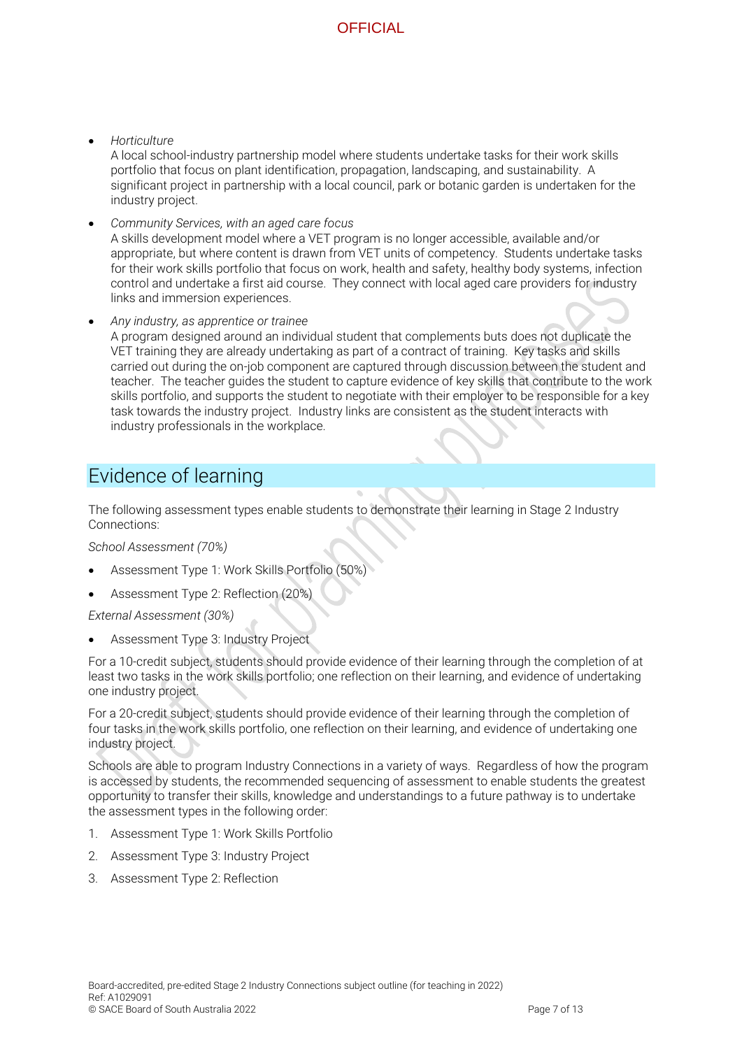- *Horticulture*
  A local school-industry partnership model where students undertake tasks for their work skills portfolio that focus on plant identification, propagation, landscaping, and sustainability. A significant project in partnership with a local council, park or botanic garden is undertaken for the industry project.

- *Community Services, with an aged care focus*
  A skills development model where a VET program is no longer accessible, available and/or appropriate, but where content is drawn from VET units of competency. Students undertake tasks for their work skills portfolio that focus on work, health and safety, healthy body systems, infection control and undertake a first aid course. They connect with local aged care providers for industry links and immersion experiences.

- *Any industry, as apprentice or trainee*
  A program designed around an individual student that complements buts does not duplicate the VET training they are already undertaking as part of a contract of training. Key tasks and skills carried out during the on-job component are captured through discussion between the student and teacher. The teacher guides the student to capture evidence of key skills that contribute to the work skills portfolio, and supports the student to negotiate with their employer to be responsible for a key task towards the industry project. Industry links are consistent as the student interacts with industry professionals in the workplace.

## Evidence of learning

The following assessment types enable students to demonstrate their learning in Stage 2 Industry Connections:

*School Assessment (70%)*

- Assessment Type 1: Work Skills Portfolio (50%)
- Assessment Type 2: Reflection (20%)

*External Assessment (30%)*

- Assessment Type 3: Industry Project

For a 10-credit subject, students should provide evidence of their learning through the completion of at least two tasks in the work skills portfolio; one reflection on their learning, and evidence of undertaking one industry project.

For a 20-credit subject, students should provide evidence of their learning through the completion of four tasks in the work skills portfolio, one reflection on their learning, and evidence of undertaking one industry project.

Schools are able to program Industry Connections in a variety of ways. Regardless of how the program is accessed by students, the recommended sequencing of assessment to enable students the greatest opportunity to transfer their skills, knowledge and understandings to a future pathway is to undertake the assessment types in the following order:

1. Assessment Type 1: Work Skills Portfolio
2. Assessment Type 3: Industry Project
3. Assessment Type 2: Reflection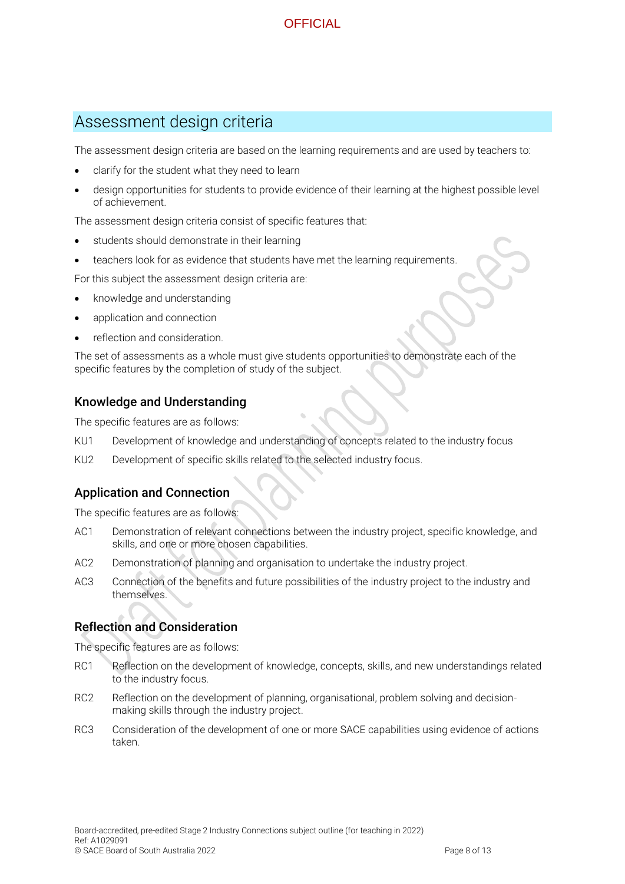## Assessment design criteria

The assessment design criteria are based on the learning requirements and are used by teachers to:

- clarify for the student what they need to learn
- design opportunities for students to provide evidence of their learning at the highest possible level of achievement.

The assessment design criteria consist of specific features that:

- students should demonstrate in their learning
- teachers look for as evidence that students have met the learning requirements.

For this subject the assessment design criteria are:

- knowledge and understanding
- application and connection
- reflection and consideration.

The set of assessments as a whole must give students opportunities to demonstrate each of the specific features by the completion of study of the subject.

### Knowledge and Understanding

The specific features are as follows:

KU1 Development of knowledge and understanding of concepts related to the industry focus

KU2 Development of specific skills related to the selected industry focus.

### Application and Connection

The specific features are as follows:

AC1 Demonstration of relevant connections between the industry project, specific knowledge, and skills, and one or more chosen capabilities.

AC2 Demonstration of planning and organisation to undertake the industry project.

AC3 Connection of the benefits and future possibilities of the industry project to the industry and themselves.

### Reflection and Consideration

The specific features are as follows:

RC1 Reflection on the development of knowledge, concepts, skills, and new understandings related to the industry focus.

RC2 Reflection on the development of planning, organisational, problem solving and decision-making skills through the industry project.

RC3 Consideration of the development of one or more SACE capabilities using evidence of actions taken.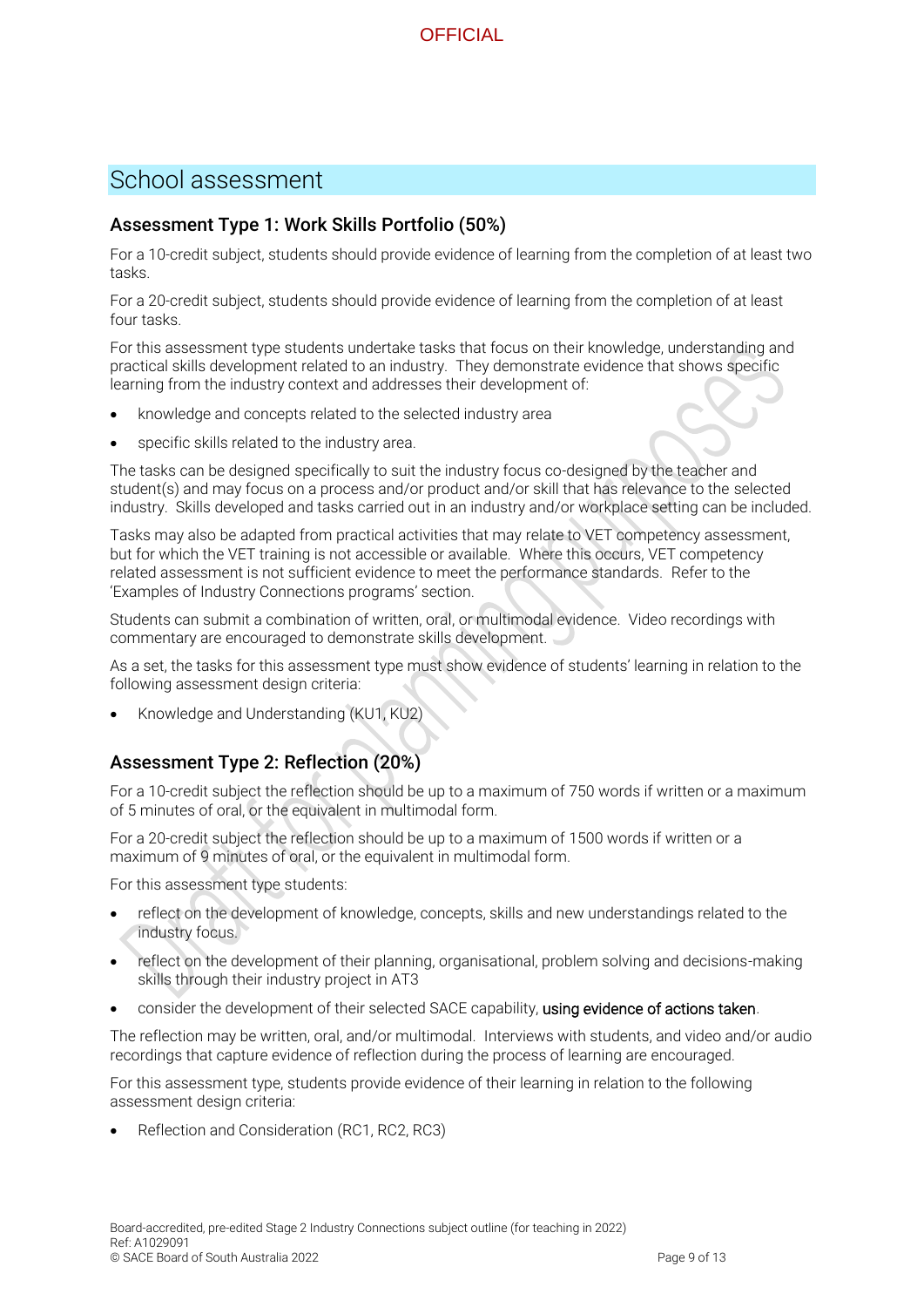## School assessment

### Assessment Type 1: Work Skills Portfolio (50%)

For a 10-credit subject, students should provide evidence of learning from the completion of at least two tasks.

For a 20-credit subject, students should provide evidence of learning from the completion of at least four tasks.

For this assessment type students undertake tasks that focus on their knowledge, understanding and practical skills development related to an industry. They demonstrate evidence that shows specific learning from the industry context and addresses their development of:

- knowledge and concepts related to the selected industry area
- specific skills related to the industry area.

The tasks can be designed specifically to suit the industry focus co-designed by the teacher and student(s) and may focus on a process and/or product and/or skill that has relevance to the selected industry. Skills developed and tasks carried out in an industry and/or workplace setting can be included.

Tasks may also be adapted from practical activities that may relate to VET competency assessment, but for which the VET training is not accessible or available. Where this occurs, VET competency related assessment is not sufficient evidence to meet the performance standards. Refer to the 'Examples of Industry Connections programs' section.

Students can submit a combination of written, oral, or multimodal evidence. Video recordings with commentary are encouraged to demonstrate skills development.

As a set, the tasks for this assessment type must show evidence of students' learning in relation to the following assessment design criteria:

- Knowledge and Understanding (KU1, KU2)

### Assessment Type 2: Reflection (20%)

For a 10-credit subject the reflection should be up to a maximum of 750 words if written or a maximum of 5 minutes of oral, or the equivalent in multimodal form.

For a 20-credit subject the reflection should be up to a maximum of 1500 words if written or a maximum of 9 minutes of oral, or the equivalent in multimodal form.

For this assessment type students:

- reflect on the development of knowledge, concepts, skills and new understandings related to the industry focus.
- reflect on the development of their planning, organisational, problem solving and decisions-making skills through their industry project in AT3
- consider the development of their selected SACE capability, using evidence of actions taken.

The reflection may be written, oral, and/or multimodal. Interviews with students, and video and/or audio recordings that capture evidence of reflection during the process of learning are encouraged.

For this assessment type, students provide evidence of their learning in relation to the following assessment design criteria:

- Reflection and Consideration (RC1, RC2, RC3)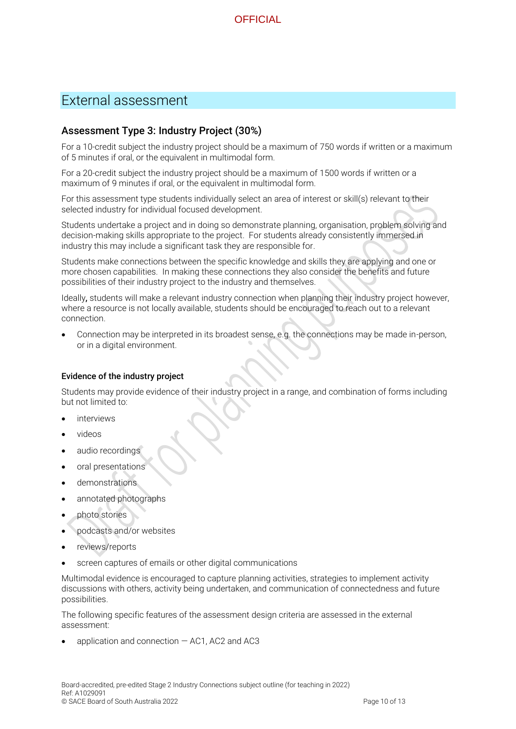# External assessment

## Assessment Type 3: Industry Project (30%)

For a 10-credit subject the industry project should be a maximum of 750 words if written or a maximum of 5 minutes if oral, or the equivalent in multimodal form.

For a 20-credit subject the industry project should be a maximum of 1500 words if written or a maximum of 9 minutes if oral, or the equivalent in multimodal form.

For this assessment type students individually select an area of interest or skill(s) relevant to their selected industry for individual focused development.

Students undertake a project and in doing so demonstrate planning, organisation, problem solving and decision-making skills appropriate to the project. For students already consistently immersed in industry this may include a significant task they are responsible for.

Students make connections between the specific knowledge and skills they are applying and one or more chosen capabilities. In making these connections they also consider the benefits and future possibilities of their industry project to the industry and themselves.

Ideally**,** students will make a relevant industry connection when planning their industry project however, where a resource is not locally available, students should be encouraged to reach out to a relevant connection.

- Connection may be interpreted in its broadest sense, e.g. the connections may be made in-person, or in a digital environment.

#### Evidence of the industry project

Students may provide evidence of their industry project in a range, and combination of forms including but not limited to:

- interviews
- videos
- audio recordings
- oral presentations
- demonstrations
- annotated photographs
- photo stories
- podcasts and/or websites
- reviews/reports
- screen captures of emails or other digital communications

Multimodal evidence is encouraged to capture planning activities, strategies to implement activity discussions with others, activity being undertaken, and communication of connectedness and future possibilities.

The following specific features of the assessment design criteria are assessed in the external assessment:

- application and connection — AC1, AC2 and AC3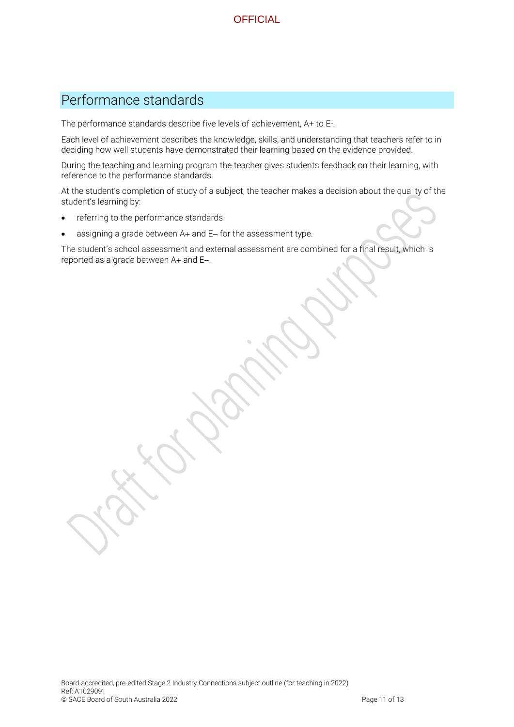## Performance standards

The performance standards describe five levels of achievement, A+ to E-.

Each level of achievement describes the knowledge, skills, and understanding that teachers refer to in deciding how well students have demonstrated their learning based on the evidence provided.

During the teaching and learning program the teacher gives students feedback on their learning, with reference to the performance standards.

At the student's completion of study of a subject, the teacher makes a decision about the quality of the student's learning by:

- referring to the performance standards
- assigning a grade between A+ and E– for the assessment type.

The student's school assessment and external assessment are combined for a final result, which is reported as a grade between A+ and E–.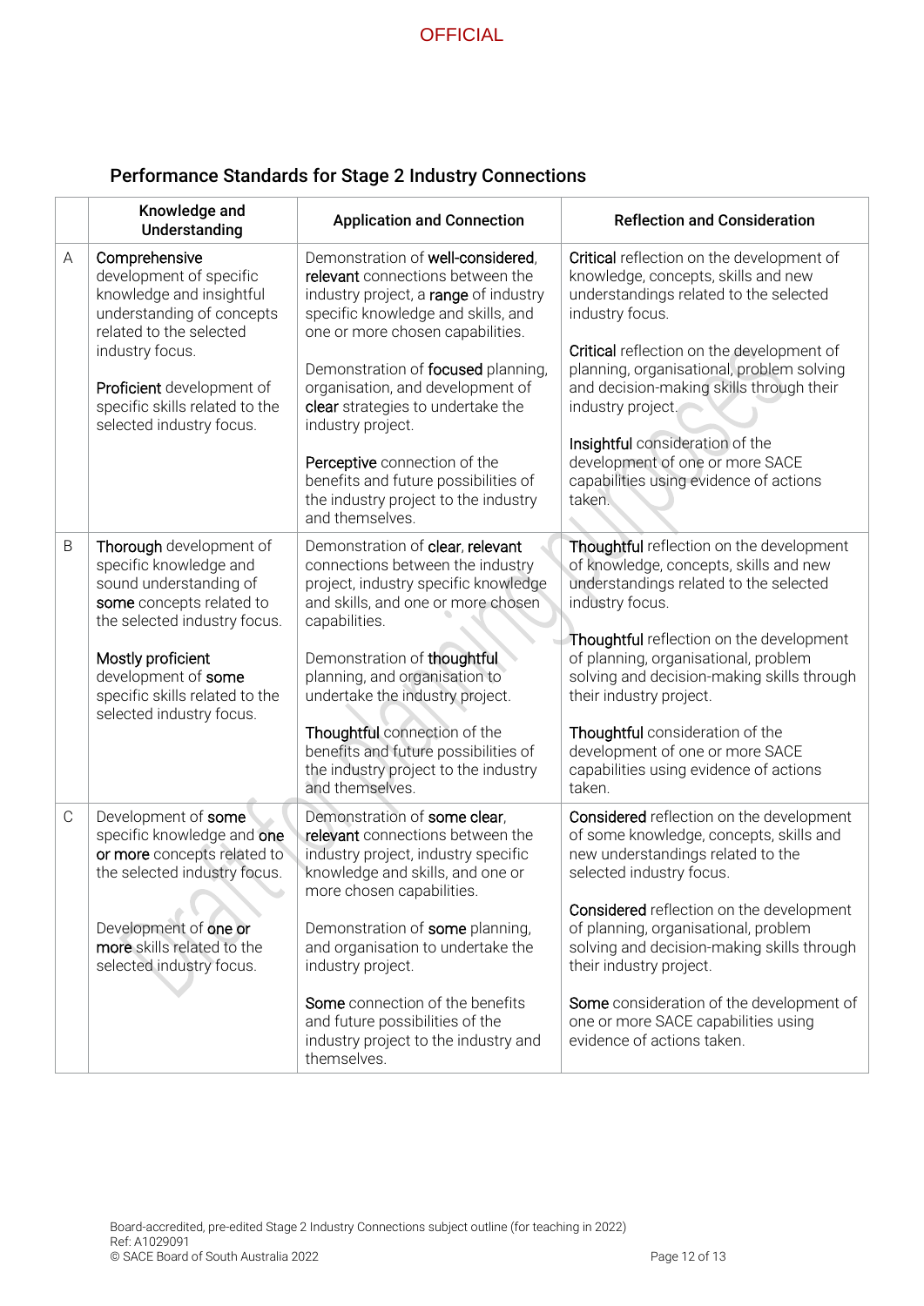## Performance Standards for Stage 2 Industry Connections

| | Knowledge and Understanding | Application and Connection | Reflection and Consideration |
|---|---|---|---|
| A | **Comprehensive** development of specific knowledge and insightful understanding of concepts related to the selected industry focus.<br><br>**Proficient** development of specific skills related to the selected industry focus. | Demonstration of **well-considered**, **relevant** connections between the industry project, a **range** of industry specific knowledge and skills, and one or more chosen capabilities.<br><br>Demonstration of **focused** planning, organisation, and development of **clear** strategies to undertake the industry project.<br><br>**Perceptive** connection of the benefits and future possibilities of the industry project to the industry and themselves. | **Critical** reflection on the development of knowledge, concepts, skills and new understandings related to the selected industry focus.<br><br>**Critical** reflection on the development of planning, organisational, problem solving and decision-making skills through their industry project.<br><br>**Insightful** consideration of the development of one or more SACE capabilities using evidence of actions taken. |
| B | **Thorough** development of specific knowledge and sound understanding of **some** concepts related to the selected industry focus.<br><br>**Mostly proficient** development of **some** specific skills related to the selected industry focus. | Demonstration of **clear**, **relevant** connections between the industry project, industry specific knowledge and skills, and one or more chosen capabilities.<br><br>Demonstration of **thoughtful** planning, and organisation to undertake the industry project.<br><br>**Thoughtful** connection of the benefits and future possibilities of the industry project to the industry and themselves. | **Thoughtful** reflection on the development of knowledge, concepts, skills and new understandings related to the selected industry focus.<br><br>**Thoughtful** reflection on the development of planning, organisational, problem solving and decision-making skills through their industry project.<br><br>**Thoughtful** consideration of the development of one or more SACE capabilities using evidence of actions taken. |
| C | Development of **some** specific knowledge and **one or more** concepts related to the selected industry focus.<br><br>Development of **one or more** skills related to the selected industry focus. | Demonstration of **some clear**, **relevant** connections between the industry project, industry specific knowledge and skills, and one or more chosen capabilities.<br><br>Demonstration of **some** planning, and organisation to undertake the industry project.<br><br>**Some** connection of the benefits and future possibilities of the industry project to the industry and themselves. | **Considered** reflection on the development of some knowledge, concepts, skills and new understandings related to the selected industry focus.<br><br>**Considered** reflection on the development of planning, organisational, problem solving and decision-making skills through their industry project.<br><br>**Some** consideration of the development of one or more SACE capabilities using evidence of actions taken. |

Board-accredited, pre-edited Stage 2 Industry Connections subject outline (for teaching in 2022)
Ref: A1029091
© SACE Board of South Australia 2022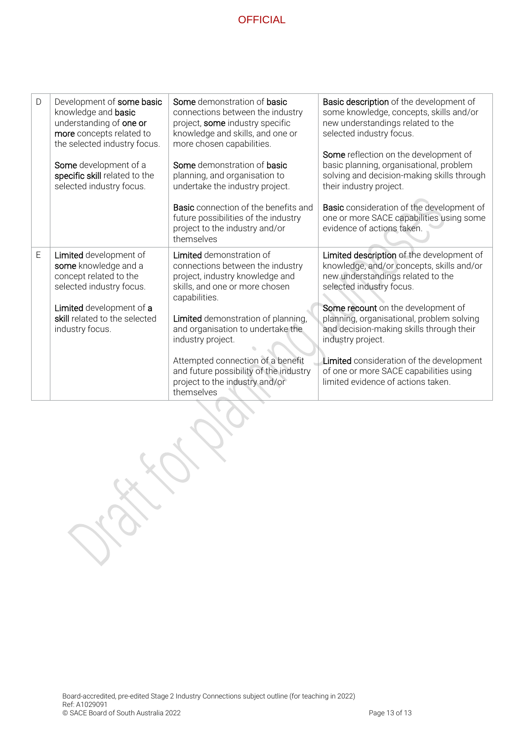| | | | |
|---|---|---|---|
| D | Development of **some basic** knowledge and **basic** understanding of **one or more** concepts related to the selected industry focus.<br><br>**Some** development of a **specific skill** related to the selected industry focus. | **Some** demonstration of **basic** connections between the industry project, **some** industry specific knowledge and skills, and one or more chosen capabilities.<br><br>**Some** demonstration of **basic** planning, and organisation to undertake the industry project.<br><br>**Basic** connection of the benefits and future possibilities of the industry project to the industry and/or themselves | **Basic description** of the development of some knowledge, concepts, skills and/or new understandings related to the selected industry focus.<br><br>**Some** reflection on the development of basic planning, organisational, problem solving and decision-making skills through their industry project.<br><br>**Basic** consideration of the development of one or more SACE capabilities using some evidence of actions taken. |
| E | **Limited** development of **some** knowledge and a concept related to the selected industry focus.<br><br>**Limited** development of **a skill** related to the selected industry focus. | **Limited** demonstration of connections between the industry project, industry knowledge and skills, and one or more chosen capabilities.<br><br>**Limited** demonstration of planning, and organisation to undertake the industry project.<br><br>Attempted connection of a benefit and future possibility of the industry project to the industry and/or themselves | **Limited description** of the development of knowledge, and/or concepts, skills and/or new understandings related to the selected industry focus.<br><br>**Some recount** on the development of planning, organisational, problem solving and decision-making skills through their industry project.<br><br>**Limited** consideration of the development of one or more SACE capabilities using limited evidence of actions taken. |